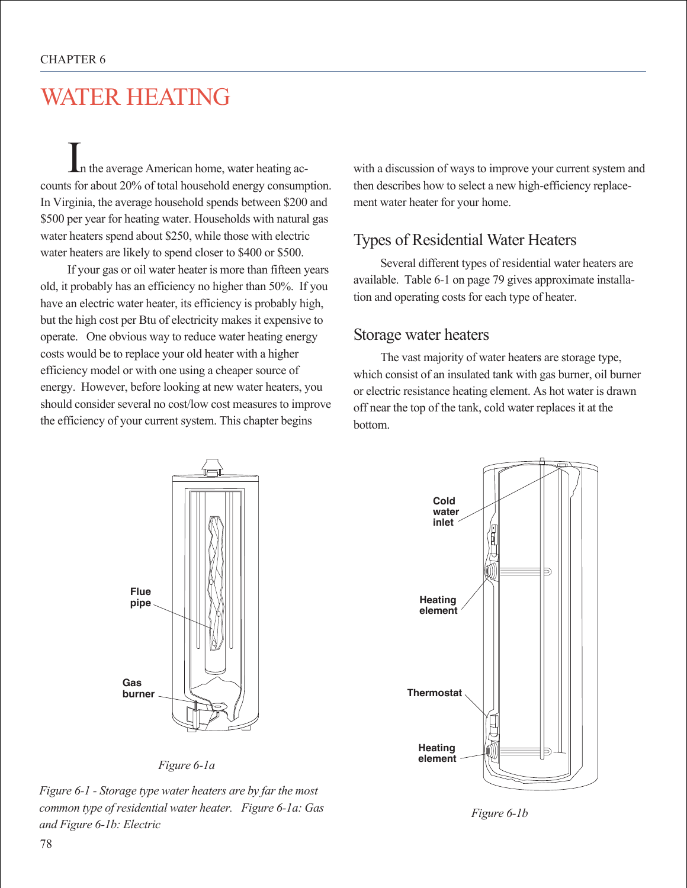# WATER HEATING

In the average American home, water heating accounts for about 20% of total household energy consumption. In Virginia, the average household spends between $200 and $500 per year for heating water. Households with natural gas water heaters spend about $250, while those with electric water heaters are likely to spend closer to $400 or $500.

If your gas or oil water heater is more than fifteen years old, it probably has an efficiency no higher than 50%. If you have an electric water heater, its efficiency is probably high, but the high cost per Btu of electricity makes it expensive to operate. One obvious way to reduce water heating energy costs would be to replace your old heater with a higher efficiency model or with one using a cheaper source of energy. However, before looking at new water heaters, you should consider several no cost/low cost measures to improve the efficiency of your current system. This chapter begins with a discussion of ways to improve your current system and then describes how to select a new high-efficiency replacement water heater for your home.

## Types of Residential Water Heaters

Several different types of residential water heaters are available. Table 6-1 on page 79 gives approximate installation and operating costs for each type of heater.

### Storage water heaters

The vast majority of water heaters are storage type, which consist of an insulated tank with gas burner, oil burner or electric resistance heating element. As hot water is drawn off near the top of the tank, cold water replaces it at the bottom.

Flue pipe

Gas burner

*Figure 6-1a*

Cold water inlet

Heating element

Thermostat

Heating element

*Figure 6-1b*

*Figure 6-1 - Storage type water heaters are by far the most common type of residential water heater. Figure 6-1a: Gas and Figure 6-1b: Electric*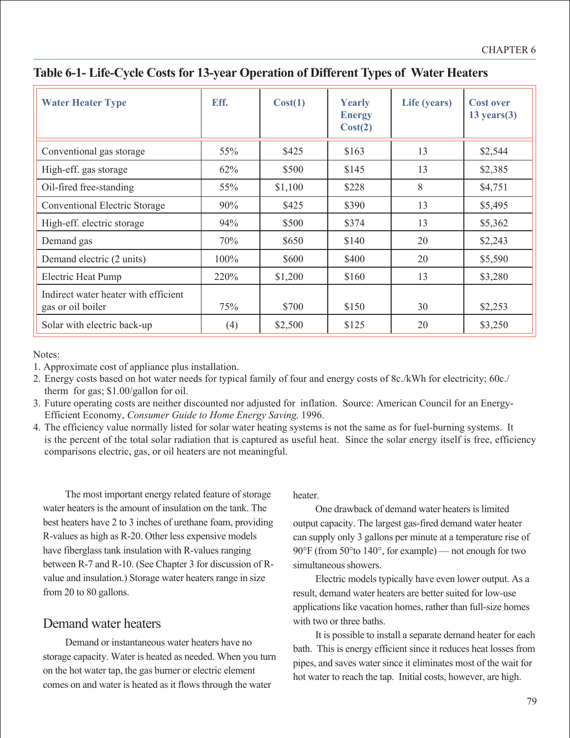## Table 6-1- Life-Cycle Costs for 13-year Operation of Different Types of Water Heaters

| Water Heater Type | Eff. | Cost(1) | Yearly Energy Cost(2) | Life (years) | Cost over 13 years(3) |
|---|---|---|---|---|---|
| Conventional gas storage | 55% | $425 | $163 | 13 | $2,544 |
| High-eff. gas storage | 62% | $500 | $145 | 13 | $2,385 |
| Oil-fired free-standing | 55% | $1,100 | $228 | 8 | $4,751 |
| Conventional Electric Storage | 90% | $425 | $390 | 13 | $5,495 |
| High-eff. electric storage | 94% | $500 | $374 | 13 | $5,362 |
| Demand gas | 70% | $650 | $140 | 20 | $2,243 |
| Demand electric (2 units) | 100% | $600 | $400 | 20 | $5,590 |
| Electric Heat Pump | 220% | $1,200 | $160 | 13 | $3,280 |
| Indirect water heater with efficient gas or oil boiler | 75% | $700 | $150 | 30 | $2,253 |
| Solar with electric back-up | (4) | $2,500 | $125 | 20 | $3,250 |

Notes:

1. Approximate cost of appliance plus installation.
2. Energy costs based on hot water needs for typical family of four and energy costs of 8c./kWh for electricity; 60c./therm for gas; $1.00/gallon for oil.
3. Future operating costs are neither discounted nor adjusted for inflation. Source: American Council for an Energy-Efficient Economy, *Consumer Guide to Home Energy Saving,* 1996.
4. The efficiency value normally listed for solar water heating systems is not the same as for fuel-burning systems. It is the percent of the total solar radiation that is captured as useful heat. Since the solar energy itself is free, efficiency comparisons electric, gas, or oil heaters are not meaningful.

The most important energy related feature of storage water heaters is the amount of insulation on the tank. The best heaters have 2 to 3 inches of urethane foam, providing R-values as high as R-20. Other less expensive models have fiberglass tank insulation with R-values ranging between R-7 and R-10. (See Chapter 3 for discussion of R-value and insulation.) Storage water heaters range in size from 20 to 80 gallons.

### Demand water heaters

Demand or instantaneous water heaters have no storage capacity. Water is heated as needed. When you turn on the hot water tap, the gas burner or electric element comes on and water is heated as it flows through the water heater.

One drawback of demand water heaters is limited output capacity. The largest gas-fired demand water heater can supply only 3 gallons per minute at a temperature rise of 90°F (from 50°to 140°, for example) — not enough for two simultaneous showers.

Electric models typically have even lower output. As a result, demand water heaters are better suited for low-use applications like vacation homes, rather than full-size homes with two or three baths.

It is possible to install a separate demand heater for each bath. This is energy efficient since it reduces heat losses from pipes, and saves water since it eliminates most of the wait for hot water to reach the tap. Initial costs, however, are high.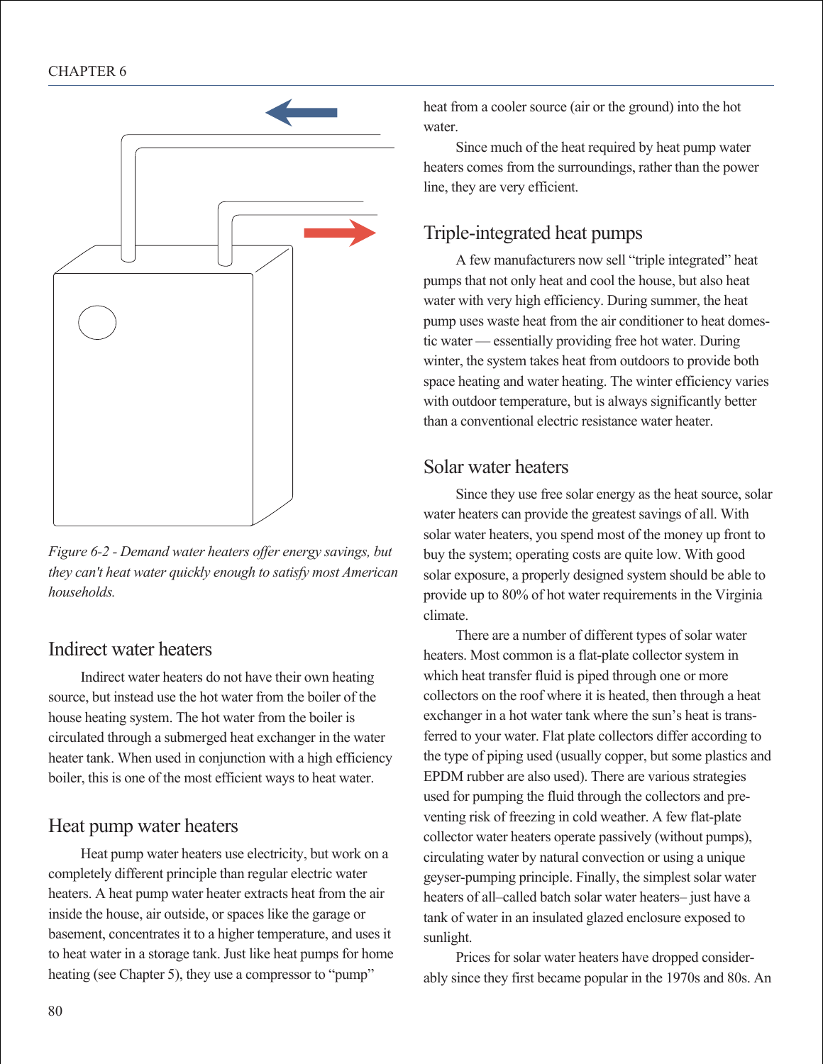*Figure 6-2 - Demand water heaters offer energy savings, but they can't heat water quickly enough to satisfy most American households.*

## Indirect water heaters

Indirect water heaters do not have their own heating source, but instead use the hot water from the boiler of the house heating system. The hot water from the boiler is circulated through a submerged heat exchanger in the water heater tank. When used in conjunction with a high efficiency boiler, this is one of the most efficient ways to heat water.

## Heat pump water heaters

Heat pump water heaters use electricity, but work on a completely different principle than regular electric water heaters. A heat pump water heater extracts heat from the air inside the house, air outside, or spaces like the garage or basement, concentrates it to a higher temperature, and uses it to heat water in a storage tank. Just like heat pumps for home heating (see Chapter 5), they use a compressor to "pump" heat from a cooler source (air or the ground) into the hot water.

Since much of the heat required by heat pump water heaters comes from the surroundings, rather than the power line, they are very efficient.

## Triple-integrated heat pumps

A few manufacturers now sell "triple integrated" heat pumps that not only heat and cool the house, but also heat water with very high efficiency. During summer, the heat pump uses waste heat from the air conditioner to heat domestic water — essentially providing free hot water. During winter, the system takes heat from outdoors to provide both space heating and water heating. The winter efficiency varies with outdoor temperature, but is always significantly better than a conventional electric resistance water heater.

## Solar water heaters

Since they use free solar energy as the heat source, solar water heaters can provide the greatest savings of all. With solar water heaters, you spend most of the money up front to buy the system; operating costs are quite low. With good solar exposure, a properly designed system should be able to provide up to 80% of hot water requirements in the Virginia climate.

There are a number of different types of solar water heaters. Most common is a flat-plate collector system in which heat transfer fluid is piped through one or more collectors on the roof where it is heated, then through a heat exchanger in a hot water tank where the sun's heat is transferred to your water. Flat plate collectors differ according to the type of piping used (usually copper, but some plastics and EPDM rubber are also used). There are various strategies used for pumping the fluid through the collectors and preventing risk of freezing in cold weather. A few flat-plate collector water heaters operate passively (without pumps), circulating water by natural convection or using a unique geyser-pumping principle. Finally, the simplest solar water heaters of all–called batch solar water heaters– just have a tank of water in an insulated glazed enclosure exposed to sunlight.

Prices for solar water heaters have dropped considerably since they first became popular in the 1970s and 80s. An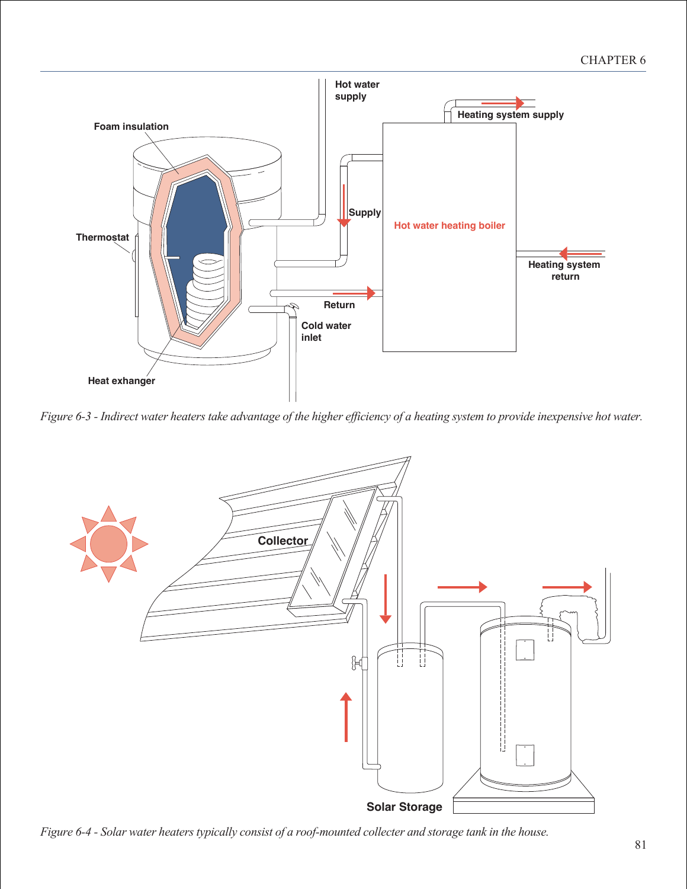Hot water supply

Heating system supply

Foam insulation

Supply

Hot water heating boiler

Thermostat

Heating system return

Return

Cold water inlet

Heat exhanger

*Figure 6-3 - Indirect water heaters take advantage of the higher efficiency of a heating system to provide inexpensive hot water.*

Collector

Solar Storage

*Figure 6-4 - Solar water heaters typically consist of a roof-mounted collecter and storage tank in the house.*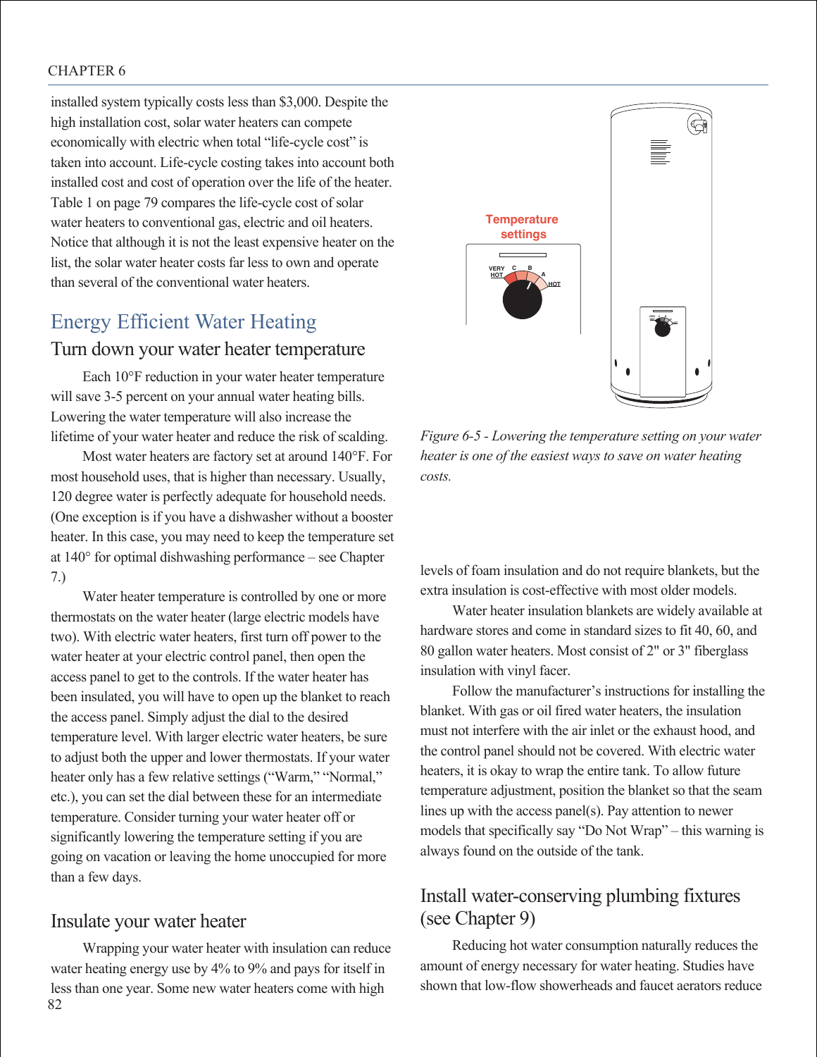installed system typically costs less than $3,000. Despite the high installation cost, solar water heaters can compete economically with electric when total “life-cycle cost” is taken into account. Life-cycle costing takes into account both installed cost and cost of operation over the life of the heater. Table 1 on page 79 compares the life-cycle cost of solar water heaters to conventional gas, electric and oil heaters. Notice that although it is not the least expensive heater on the list, the solar water heater costs far less to own and operate than several of the conventional water heaters.

## Energy Efficient Water Heating

### Turn down your water heater temperature

Each 10°F reduction in your water heater temperature will save 3-5 percent on your annual water heating bills. Lowering the water temperature will also increase the lifetime of your water heater and reduce the risk of scalding.

Most water heaters are factory set at around 140°F. For most household uses, that is higher than necessary. Usually, 120 degree water is perfectly adequate for household needs. (One exception is if you have a dishwasher without a booster heater. In this case, you may need to keep the temperature set at 140° for optimal dishwashing performance – see Chapter 7.)

Water heater temperature is controlled by one or more thermostats on the water heater (large electric models have two). With electric water heaters, first turn off power to the water heater at your electric control panel, then open the access panel to get to the controls. If the water heater has been insulated, you will have to open up the blanket to reach the access panel. Simply adjust the dial to the desired temperature level. With larger electric water heaters, be sure to adjust both the upper and lower thermostats. If your water heater only has a few relative settings (“Warm,” “Normal,” etc.), you can set the dial between these for an intermediate temperature. Consider turning your water heater off or significantly lowering the temperature setting if you are going on vacation or leaving the home unoccupied for more than a few days.

*Figure 6-5 - Lowering the temperature setting on your water heater is one of the easiest ways to save on water heating costs.*

### Insulate your water heater

Wrapping your water heater with insulation can reduce water heating energy use by 4% to 9% and pays for itself in less than one year. Some new water heaters come with high levels of foam insulation and do not require blankets, but the extra insulation is cost-effective with most older models.

Water heater insulation blankets are widely available at hardware stores and come in standard sizes to fit 40, 60, and 80 gallon water heaters. Most consist of 2" or 3" fiberglass insulation with vinyl facer.

Follow the manufacturer’s instructions for installing the blanket. With gas or oil fired water heaters, the insulation must not interfere with the air inlet or the exhaust hood, and the control panel should not be covered. With electric water heaters, it is okay to wrap the entire tank. To allow future temperature adjustment, position the blanket so that the seam lines up with the access panel(s). Pay attention to newer models that specifically say “Do Not Wrap” – this warning is always found on the outside of the tank.

### Install water-conserving plumbing fixtures (see Chapter 9)

Reducing hot water consumption naturally reduces the amount of energy necessary for water heating. Studies have shown that low-flow showerheads and faucet aerators reduce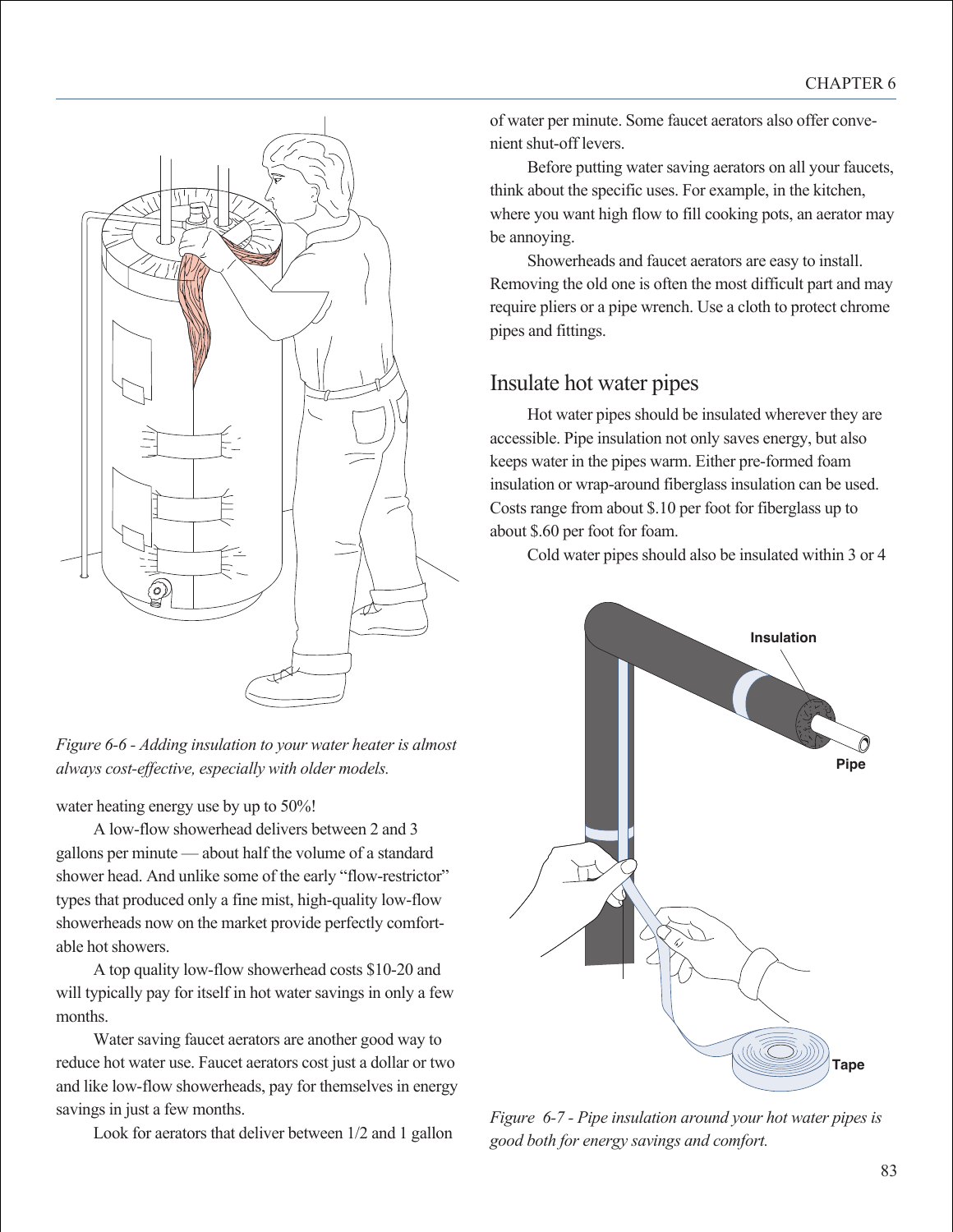*Figure 6-6 - Adding insulation to your water heater is almost always cost-effective, especially with older models.*

water heating energy use by up to 50%!

A low-flow showerhead delivers between 2 and 3 gallons per minute — about half the volume of a standard shower head. And unlike some of the early "flow-restrictor" types that produced only a fine mist, high-quality low-flow showerheads now on the market provide perfectly comfortable hot showers.

A top quality low-flow showerhead costs $10-20 and will typically pay for itself in hot water savings in only a few months.

Water saving faucet aerators are another good way to reduce hot water use. Faucet aerators cost just a dollar or two and like low-flow showerheads, pay for themselves in energy savings in just a few months.

Look for aerators that deliver between 1/2 and 1 gallon of water per minute. Some faucet aerators also offer convenient shut-off levers.

Before putting water saving aerators on all your faucets, think about the specific uses. For example, in the kitchen, where you want high flow to fill cooking pots, an aerator may be annoying.

Showerheads and faucet aerators are easy to install. Removing the old one is often the most difficult part and may require pliers or a pipe wrench. Use a cloth to protect chrome pipes and fittings.

## Insulate hot water pipes

Hot water pipes should be insulated wherever they are accessible. Pipe insulation not only saves energy, but also keeps water in the pipes warm. Either pre-formed foam insulation or wrap-around fiberglass insulation can be used. Costs range from about $.10 per foot for fiberglass up to about $.60 per foot for foam.

Cold water pipes should also be insulated within 3 or 4

*Figure 6-7 - Pipe insulation around your hot water pipes is good both for energy savings and comfort.*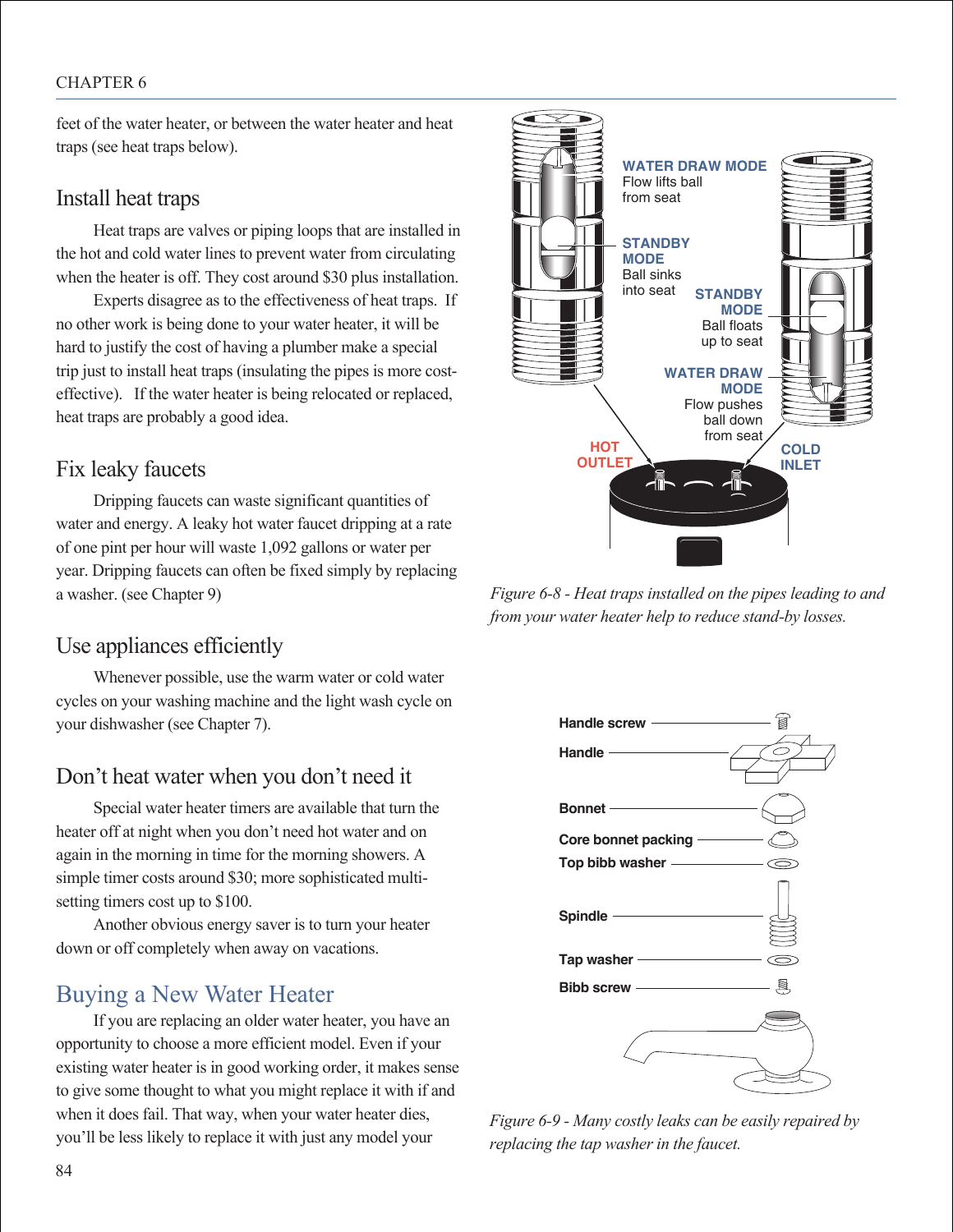feet of the water heater, or between the water heater and heat traps (see heat traps below).

### Install heat traps

Heat traps are valves or piping loops that are installed in the hot and cold water lines to prevent water from circulating when the heater is off. They cost around $30 plus installation.

Experts disagree as to the effectiveness of heat traps. If no other work is being done to your water heater, it will be hard to justify the cost of having a plumber make a special trip just to install heat traps (insulating the pipes is more cost-effective). If the water heater is being relocated or replaced, heat traps are probably a good idea.

### Fix leaky faucets

Dripping faucets can waste significant quantities of water and energy. A leaky hot water faucet dripping at a rate of one pint per hour will waste 1,092 gallons or water per year. Dripping faucets can often be fixed simply by replacing a washer. (see Chapter 9)

### Use appliances efficiently

Whenever possible, use the warm water or cold water cycles on your washing machine and the light wash cycle on your dishwasher (see Chapter 7).

### Don't heat water when you don't need it

Special water heater timers are available that turn the heater off at night when you don't need hot water and on again in the morning in time for the morning showers. A simple timer costs around $30; more sophisticated multi-setting timers cost up to $100.

Another obvious energy saver is to turn your heater down or off completely when away on vacations.

## Buying a New Water Heater

If you are replacing an older water heater, you have an opportunity to choose a more efficient model. Even if your existing water heater is in good working order, it makes sense to give some thought to what you might replace it with if and when it does fail. That way, when your water heater dies, you'll be less likely to replace it with just any model your

WATER DRAW MODE Flow lifts ball from seat

STANDBY MODE Ball sinks into seat

STANDBY MODE Ball floats up to seat

WATER DRAW MODE Flow pushes ball down from seat

HOT OUTLET

COLD INLET

*Figure 6-8 - Heat traps installed on the pipes leading to and from your water heater help to reduce stand-by losses.*

Handle screw

Handle

Bonnet

Core bonnet packing

Top bibb washer

Spindle

Tap washer

Bibb screw

*Figure 6-9 - Many costly leaks can be easily repaired by replacing the tap washer in the faucet.*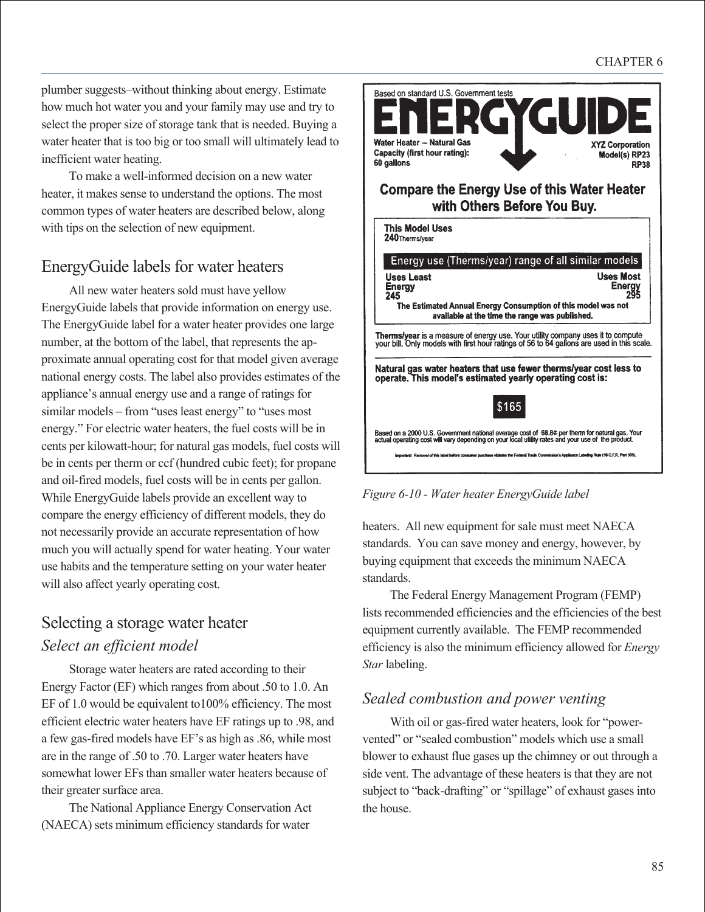plumber suggests–without thinking about energy. Estimate how much hot water you and your family may use and try to select the proper size of storage tank that is needed. Buying a water heater that is too big or too small will ultimately lead to inefficient water heating.

To make a well-informed decision on a new water heater, it makes sense to understand the options. The most common types of water heaters are described below, along with tips on the selection of new equipment.

## EnergyGuide labels for water heaters

All new water heaters sold must have yellow EnergyGuide labels that provide information on energy use. The EnergyGuide label for a water heater provides one large number, at the bottom of the label, that represents the approximate annual operating cost for that model given average national energy costs. The label also provides estimates of the appliance's annual energy use and a range of ratings for similar models – from "uses least energy" to "uses most energy." For electric water heaters, the fuel costs will be in cents per kilowatt-hour; for natural gas models, fuel costs will be in cents per therm or ccf (hundred cubic feet); for propane and oil-fired models, fuel costs will be in cents per gallon. While EnergyGuide labels provide an excellent way to compare the energy efficiency of different models, they do not necessarily provide an accurate representation of how much you will actually spend for water heating. Your water use habits and the temperature setting on your water heater will also affect yearly operating cost.

Based on standard U.S. Government tests

**ENERGYGUIDE**

Water Heater – Natural Gas
Capacity (first hour rating):
60 gallons

XYZ Corporation
Model(s) RP23
RP38

**Compare the Energy Use of this Water Heater with Others Before You Buy.**

**This Model Uses**
**240** Therms/year

**Energy use (Therms/year) range of all similar models**

**Uses Least Energy 245** — **Uses Most Energy 295**

**The Estimated Annual Energy Consumption of this model was not available at the time the range was published.**

**Therms/year** is a measure of energy use. Your utility company uses it to compute your bill. Only models with first hour ratings of 56 to 64 gallons are used in this scale.

**Natural gas water heaters that use fewer therms/year cost less to operate. This model's estimated yearly operating cost is:**

**$165**

Based on a 2000 U.S. Government national average cost of 68.8¢ per therm for natural gas. Your actual operating cost will vary depending on your local utility rates and your use of the product.

Important: Removal of this label before consumer purchase violates the Federal Trade Commission's Appliance Labeling Rule (16 C.F.R. Part 305).

*Figure 6-10 - Water heater EnergyGuide label*

## Selecting a storage water heater

### *Select an efficient model*

Storage water heaters are rated according to their Energy Factor (EF) which ranges from about .50 to 1.0. An EF of 1.0 would be equivalent to100% efficiency. The most efficient electric water heaters have EF ratings up to .98, and a few gas-fired models have EF's as high as .86, while most are in the range of .50 to .70. Larger water heaters have somewhat lower EFs than smaller water heaters because of their greater surface area.

The National Appliance Energy Conservation Act (NAECA) sets minimum efficiency standards for water heaters. All new equipment for sale must meet NAECA standards. You can save money and energy, however, by buying equipment that exceeds the minimum NAECA standards.

The Federal Energy Management Program (FEMP) lists recommended efficiencies and the efficiencies of the best equipment currently available. The FEMP recommended efficiency is also the minimum efficiency allowed for *Energy Star* labeling.

### *Sealed combustion and power venting*

With oil or gas-fired water heaters, look for "power-vented" or "sealed combustion" models which use a small blower to exhaust flue gases up the chimney or out through a side vent. The advantage of these heaters is that they are not subject to "back-drafting" or "spillage" of exhaust gases into the house.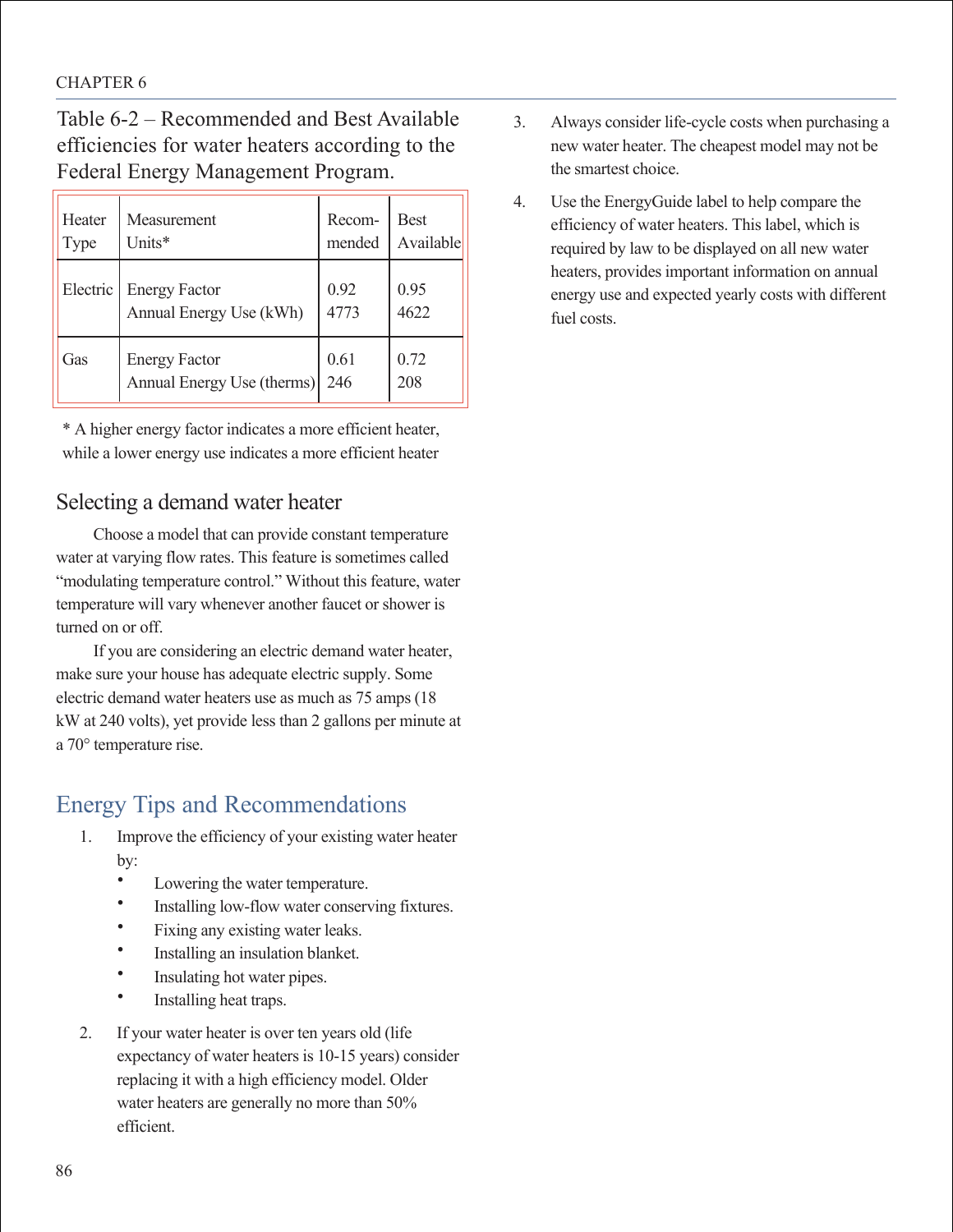Table 6-2 – Recommended and Best Available efficiencies for water heaters according to the Federal Energy Management Program.

| Heater Type | Measurement Units* | Recom-mended | Best Available |
|---|---|---|---|
| Electric | Energy Factor<br>Annual Energy Use (kWh) | 0.92<br>4773 | 0.95<br>4622 |
| Gas | Energy Factor<br>Annual Energy Use (therms) | 0.61<br>246 | 0.72<br>208 |

* A higher energy factor indicates a more efficient heater, while a lower energy use indicates a more efficient heater

### Selecting a demand water heater

Choose a model that can provide constant temperature water at varying flow rates. This feature is sometimes called "modulating temperature control." Without this feature, water temperature will vary whenever another faucet or shower is turned on or off.

If you are considering an electric demand water heater, make sure your house has adequate electric supply. Some electric demand water heaters use as much as 75 amps (18 kW at 240 volts), yet provide less than 2 gallons per minute at a 70° temperature rise.

## Energy Tips and Recommendations

1. Improve the efficiency of your existing water heater by:
   - Lowering the water temperature.
   - Installing low-flow water conserving fixtures.
   - Fixing any existing water leaks.
   - Installing an insulation blanket.
   - Insulating hot water pipes.
   - Installing heat traps.
2. If your water heater is over ten years old (life expectancy of water heaters is 10-15 years) consider replacing it with a high efficiency model. Older water heaters are generally no more than 50% efficient.
3. Always consider life-cycle costs when purchasing a new water heater. The cheapest model may not be the smartest choice.
4. Use the EnergyGuide label to help compare the efficiency of water heaters. This label, which is required by law to be displayed on all new water heaters, provides important information on annual energy use and expected yearly costs with different fuel costs.